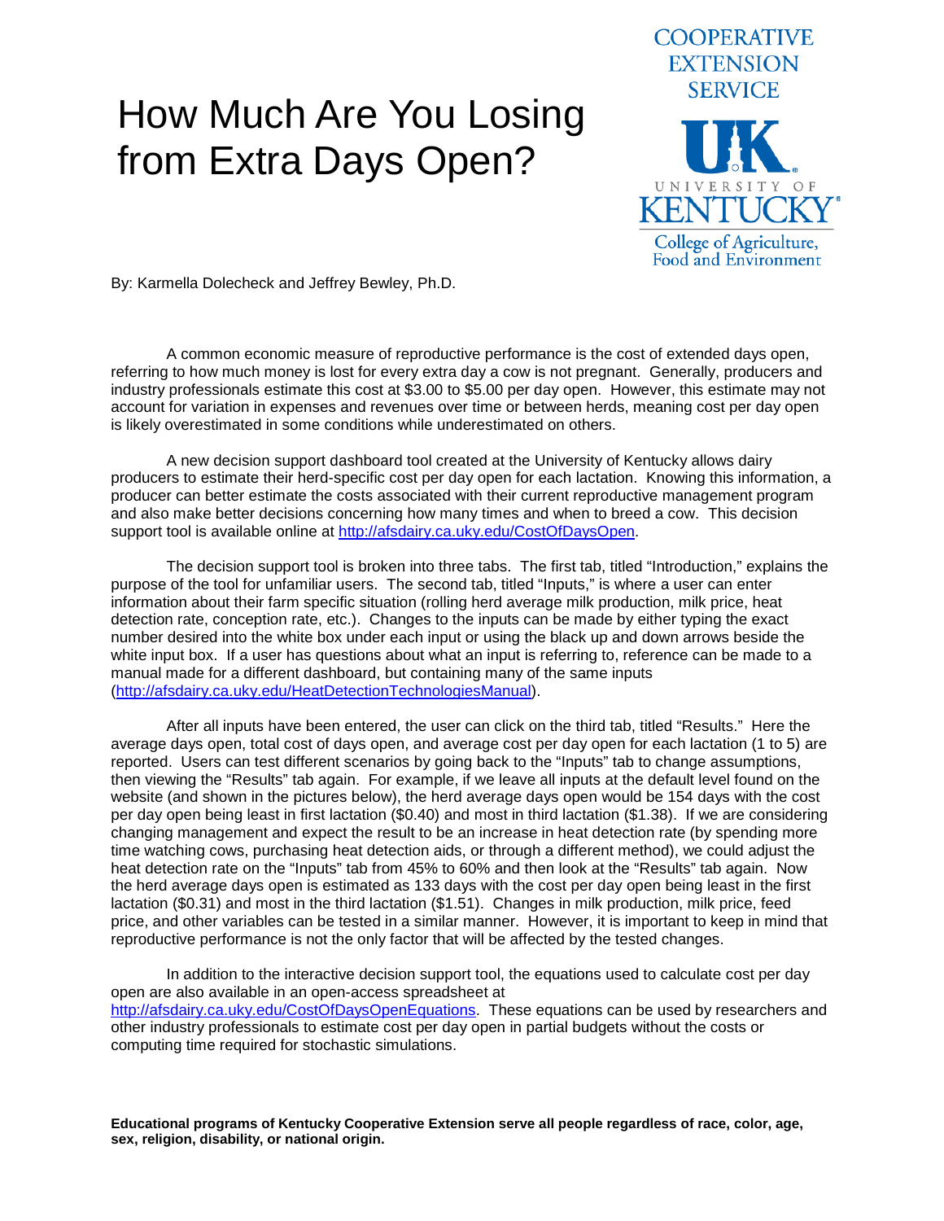# How Much Are You Losing from Extra Days Open?

COOPERATIVE EXTENSION SERVICE

UNIVERSITY OF KENTUCKY
College of Agriculture, Food and Environment

By: Karmella Dolecheck and Jeffrey Bewley, Ph.D.

A common economic measure of reproductive performance is the cost of extended days open, referring to how much money is lost for every extra day a cow is not pregnant. Generally, producers and industry professionals estimate this cost at $3.00 to $5.00 per day open. However, this estimate may not account for variation in expenses and revenues over time or between herds, meaning cost per day open is likely overestimated in some conditions while underestimated on others.

A new decision support dashboard tool created at the University of Kentucky allows dairy producers to estimate their herd-specific cost per day open for each lactation. Knowing this information, a producer can better estimate the costs associated with their current reproductive management program and also make better decisions concerning how many times and when to breed a cow. This decision support tool is available online at http://afsdairy.ca.uky.edu/CostOfDaysOpen.

The decision support tool is broken into three tabs. The first tab, titled "Introduction," explains the purpose of the tool for unfamiliar users. The second tab, titled "Inputs," is where a user can enter information about their farm specific situation (rolling herd average milk production, milk price, heat detection rate, conception rate, etc.). Changes to the inputs can be made by either typing the exact number desired into the white box under each input or using the black up and down arrows beside the white input box. If a user has questions about what an input is referring to, reference can be made to a manual made for a different dashboard, but containing many of the same inputs (http://afsdairy.ca.uky.edu/HeatDetectionTechnologiesManual).

After all inputs have been entered, the user can click on the third tab, titled "Results." Here the average days open, total cost of days open, and average cost per day open for each lactation (1 to 5) are reported. Users can test different scenarios by going back to the "Inputs" tab to change assumptions, then viewing the "Results" tab again. For example, if we leave all inputs at the default level found on the website (and shown in the pictures below), the herd average days open would be 154 days with the cost per day open being least in first lactation ($0.40) and most in third lactation ($1.38). If we are considering changing management and expect the result to be an increase in heat detection rate (by spending more time watching cows, purchasing heat detection aids, or through a different method), we could adjust the heat detection rate on the "Inputs" tab from 45% to 60% and then look at the "Results" tab again. Now the herd average days open is estimated as 133 days with the cost per day open being least in the first lactation ($0.31) and most in the third lactation ($1.51). Changes in milk production, milk price, feed price, and other variables can be tested in a similar manner. However, it is important to keep in mind that reproductive performance is not the only factor that will be affected by the tested changes.

In addition to the interactive decision support tool, the equations used to calculate cost per day open are also available in an open-access spreadsheet at http://afsdairy.ca.uky.edu/CostOfDaysOpenEquations. These equations can be used by researchers and other industry professionals to estimate cost per day open in partial budgets without the costs or computing time required for stochastic simulations.

**Educational programs of Kentucky Cooperative Extension serve all people regardless of race, color, age, sex, religion, disability, or national origin.**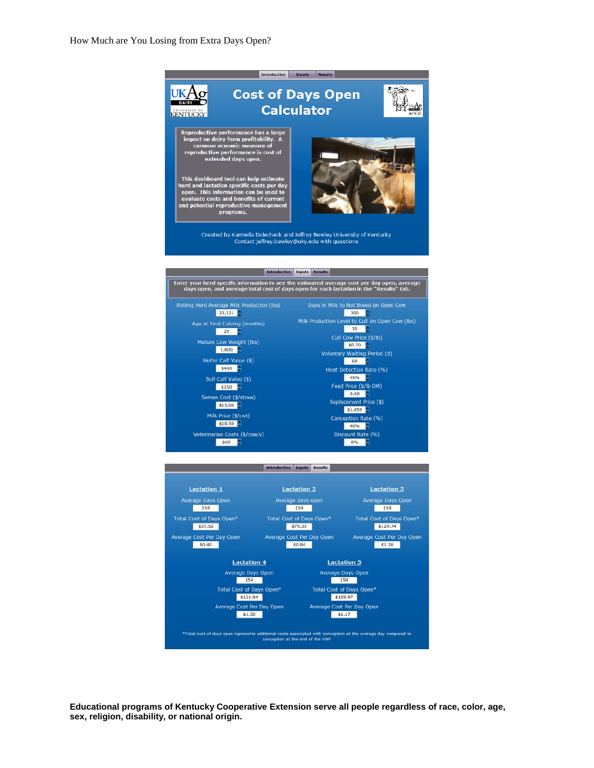How Much are You Losing from Extra Days Open?

Introduction | Inputs | Results

# Cost of Days Open Calculator

Reproductive performance has a large impact on dairy farm profitability. A common economic measure of reproductive performance is cost of extended days open.

This dashboard tool can help estimate herd and lactation specific costs per day open. This information can be used to evaluate costs and benefits of current and potential reproductive management programs.

Created by Karmella Dolecheck and Jeffrey Bewley University of Kentucky
Contact jeffrey.bewley@uky.edu with questions

Introduction | Inputs | Results

Enter your herd specific information to see the estimated average cost per day open, average days open, and average total cost of days open for each lactation in the "Results" tab.

| Input | Value | Input | Value |
|---|---|---|---|
| Rolling Herd Average Milk Production (lbs) | 23,221 | Days in Milk to Not Breed an Open Cow | 300 |
| Age at First Calving (months) | 25 | Milk Production Level to Cull an Open Cow (lbs) | 35 |
| Mature Cow Weight (lbs) | 1,600 | Cull Cow Price ($/lb) | $0.70 |
| Heifer Calf Value ($) | $400 | Voluntary Waiting Period (d) | 60 |
| Bull Calf Value ($) | $150 | Heat Detection Rate (%) | 45% |
| Semen Cost ($/straw) | $15.00 | Feed Price ($/lb DM) | 0.09 |
| Milk Price ($/cwt) | $18.50 | Replacement Price ($) | $1,850 |
| Veterinarian Costs ($/cow/y) | $60 | Conception Rate (%) | 40% |
| | | Discount Rate (%) | 8% |

Introduction | Inputs | Results

| | Lactation 1 | Lactation 2 | Lactation 3 | Lactation 4 | Lactation 5 |
|---|---|---|---|---|---|
| Average Days Open | 154 | 154 | 154 | 154 | 154 |
| Total Cost of Days Open* | $37.52 | $79.33 | $129.74 | $121.94 | $109.97 |
| Average Cost Per Day Open | $0.40 | $0.84 | $1.38 | $1.30 | $1.17 |

*Total cost of days open represents additional costs associated with conception at the average day compared to conception at the end of the VWP

**Educational programs of Kentucky Cooperative Extension serve all people regardless of race, color, age, sex, religion, disability, or national origin.**